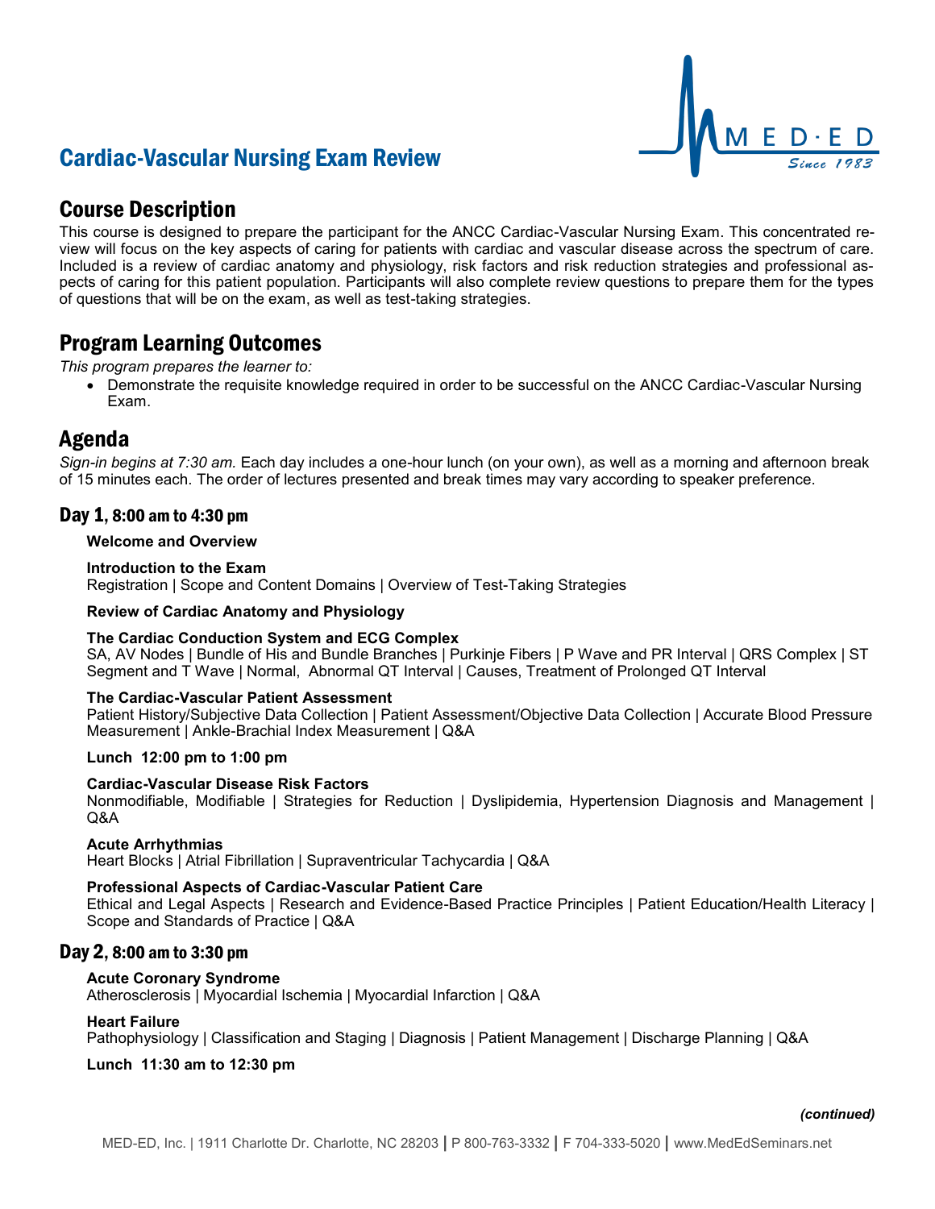# Cardiac-Vascular Nursing Exam Review

## Course Description

This course is designed to prepare the participant for the ANCC Cardiac-Vascular Nursing Exam. This concentrated review will focus on the key aspects of caring for patients with cardiac and vascular disease across the spectrum of care. Included is a review of cardiac anatomy and physiology, risk factors and risk reduction strategies and professional aspects of caring for this patient population. Participants will also complete review questions to prepare them for the types of questions that will be on the exam, as well as test-taking strategies.

## Program Learning Outcomes

*This program prepares the learner to:*

- Demonstrate the requisite knowledge required in order to be successful on the ANCC Cardiac-Vascular Nursing Exam.

## Agenda

*Sign-in begins at 7:30 am.* Each day includes a one-hour lunch (on your own), as well as a morning and afternoon break of 15 minutes each. The order of lectures presented and break times may vary according to speaker preference.

### Day 1, 8:00 am to 4:30 pm

**Welcome and Overview**

**Introduction to the Exam**
Registration | Scope and Content Domains | Overview of Test-Taking Strategies

**Review of Cardiac Anatomy and Physiology**

**The Cardiac Conduction System and ECG Complex**
SA, AV Nodes | Bundle of His and Bundle Branches | Purkinje Fibers | P Wave and PR Interval | QRS Complex | ST Segment and T Wave | Normal, Abnormal QT Interval | Causes, Treatment of Prolonged QT Interval

**The Cardiac-Vascular Patient Assessment**
Patient History/Subjective Data Collection | Patient Assessment/Objective Data Collection | Accurate Blood Pressure Measurement | Ankle-Brachial Index Measurement | Q&A

**Lunch 12:00 pm to 1:00 pm**

**Cardiac-Vascular Disease Risk Factors**
Nonmodifiable, Modifiable | Strategies for Reduction | Dyslipidemia, Hypertension Diagnosis and Management | Q&A

**Acute Arrhythmias**
Heart Blocks | Atrial Fibrillation | Supraventricular Tachycardia | Q&A

**Professional Aspects of Cardiac-Vascular Patient Care**
Ethical and Legal Aspects | Research and Evidence-Based Practice Principles | Patient Education/Health Literacy | Scope and Standards of Practice | Q&A

### Day 2, 8:00 am to 3:30 pm

**Acute Coronary Syndrome**
Atherosclerosis | Myocardial Ischemia | Myocardial Infarction | Q&A

**Heart Failure**
Pathophysiology | Classification and Staging | Diagnosis | Patient Management | Discharge Planning | Q&A

**Lunch 11:30 am to 12:30 pm**

***(continued)***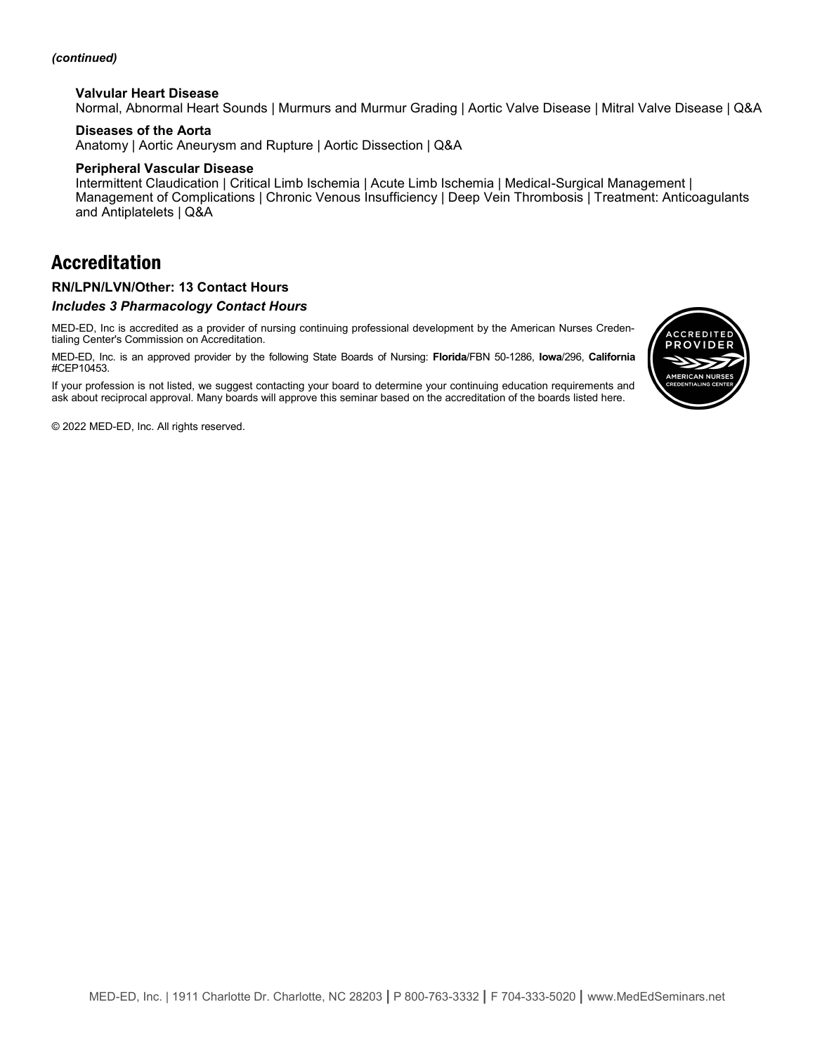*(continued)*

**Valvular Heart Disease**
Normal, Abnormal Heart Sounds | Murmurs and Murmur Grading | Aortic Valve Disease | Mitral Valve Disease | Q&A

**Diseases of the Aorta**
Anatomy | Aortic Aneurysm and Rupture | Aortic Dissection | Q&A

**Peripheral Vascular Disease**
Intermittent Claudication | Critical Limb Ischemia | Acute Limb Ischemia | Medical-Surgical Management | Management of Complications | Chronic Venous Insufficiency | Deep Vein Thrombosis | Treatment: Anticoagulants and Antiplatelets | Q&A

## Accreditation

**RN/LPN/LVN/Other: 13 Contact Hours**

***Includes 3 Pharmacology Contact Hours***

MED-ED, Inc is accredited as a provider of nursing continuing professional development by the American Nurses Credentialing Center's Commission on Accreditation.

MED-ED, Inc. is an approved provider by the following State Boards of Nursing: **Florida**/FBN 50-1286, **Iowa**/296, **California** #CEP10453.

If your profession is not listed, we suggest contacting your board to determine your continuing education requirements and ask about reciprocal approval. Many boards will approve this seminar based on the accreditation of the boards listed here.

© 2022 MED-ED, Inc. All rights reserved.

MED-ED, Inc. | 1911 Charlotte Dr. Charlotte, NC 28203 | P 800-763-3332 | F 704-333-5020 | www.MedEdSeminars.net